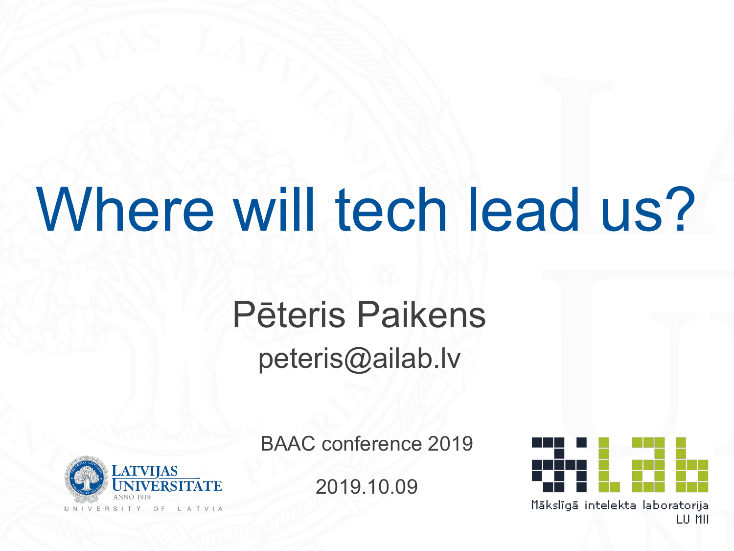# Where will tech lead us?

Pēteris Paikens

peteris@ailab.lv

BAAC conference 2019

2019.10.09

LATVIJAS UNIVERSITĀTE

ANNO 1919

UNIVERSITY OF LATVIA

Mākslīgā intelekta laboratorija

LU MII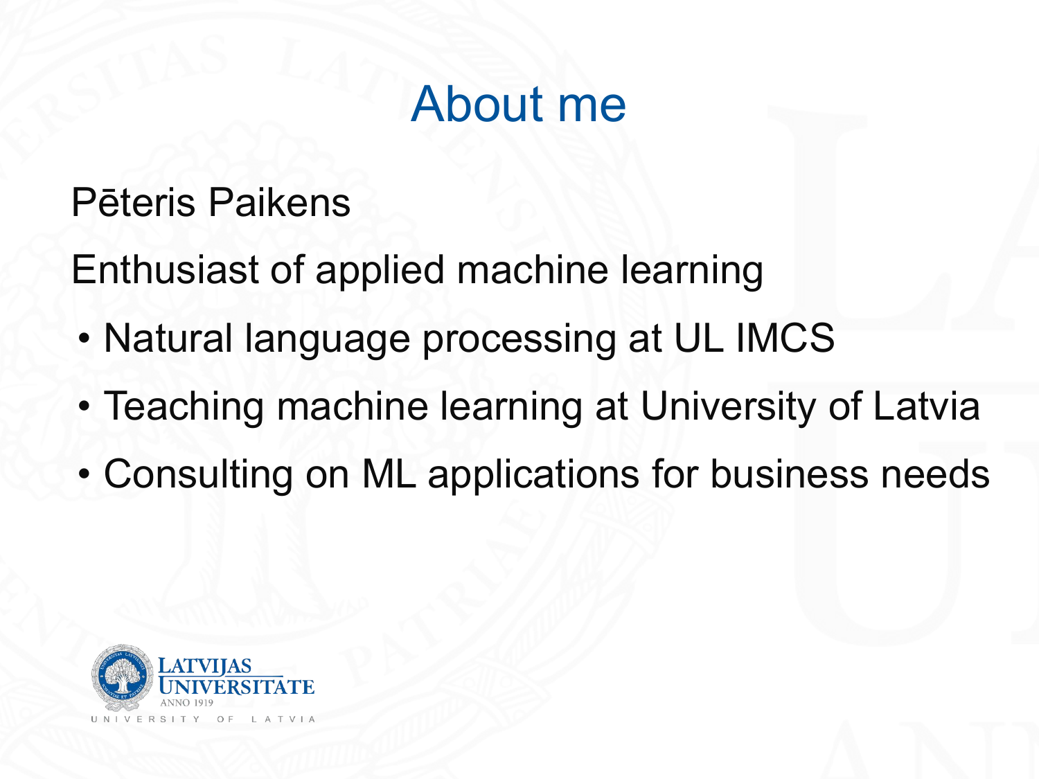# About me

Pēteris Paikens

Enthusiast of applied machine learning

- Natural language processing at UL IMCS
- Teaching machine learning at University of Latvia
- Consulting on ML applications for business needs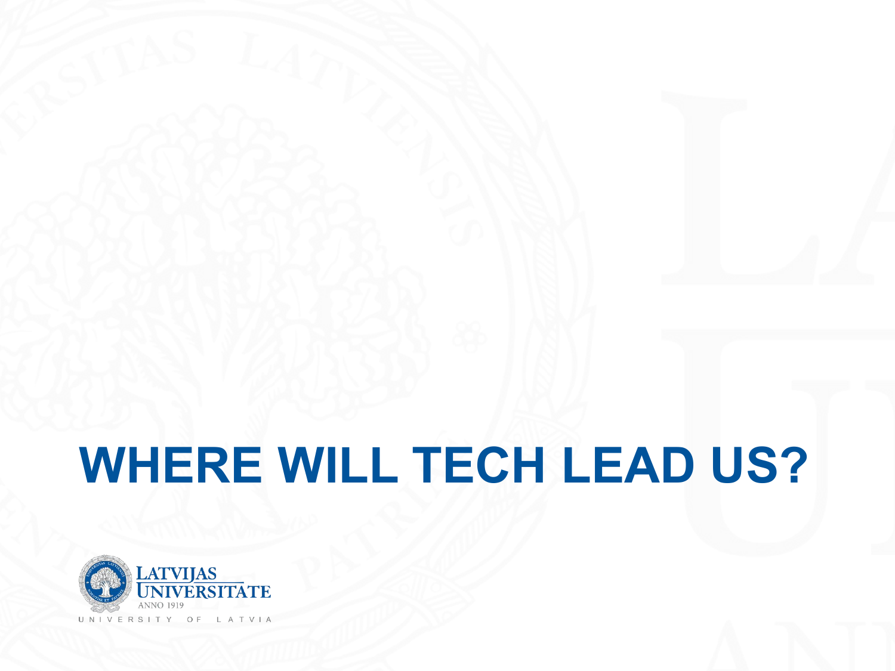# WHERE WILL TECH LEAD US?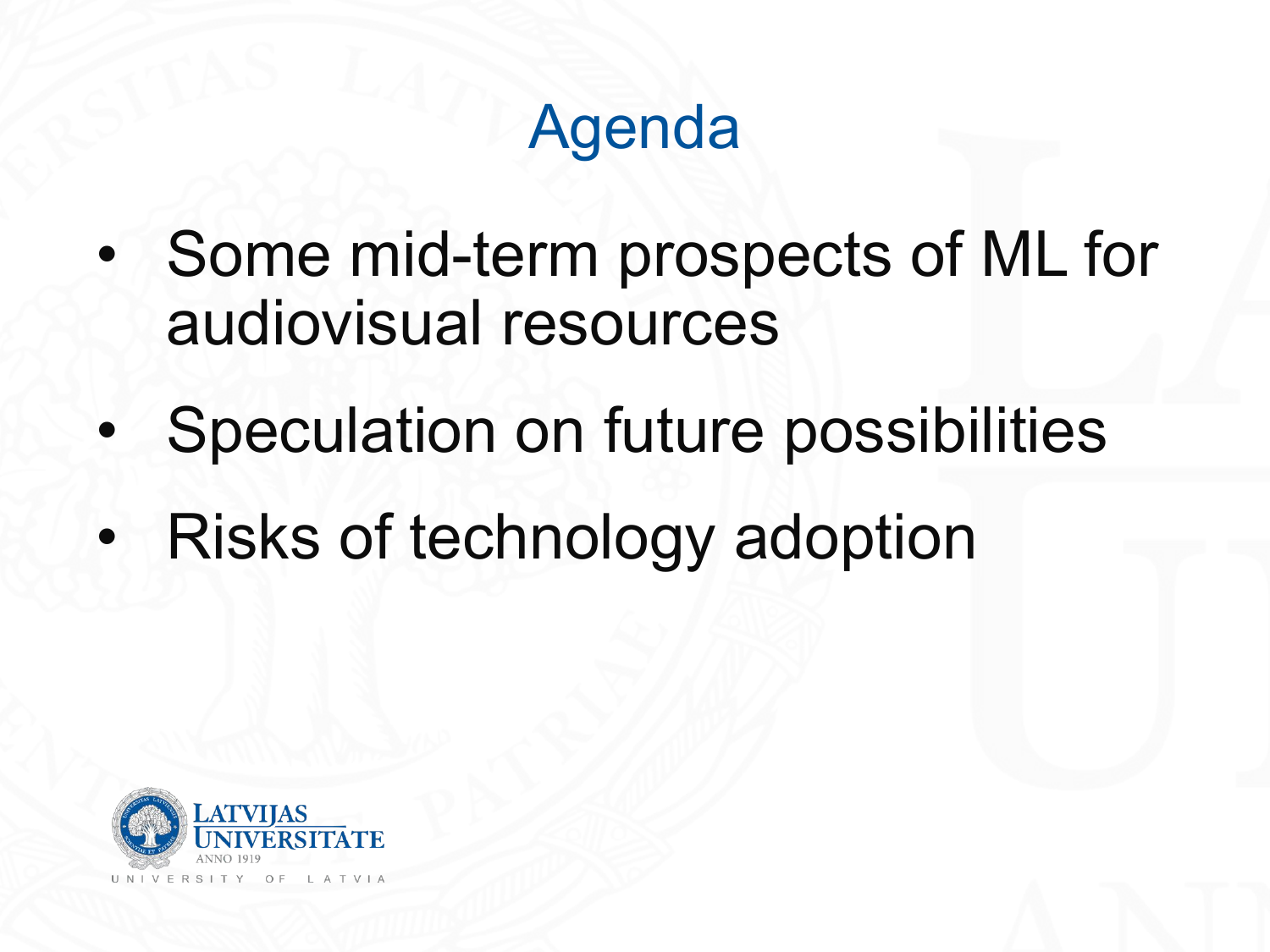# Agenda

- Some mid-term prospects of ML for audiovisual resources
- Speculation on future possibilities
- Risks of technology adoption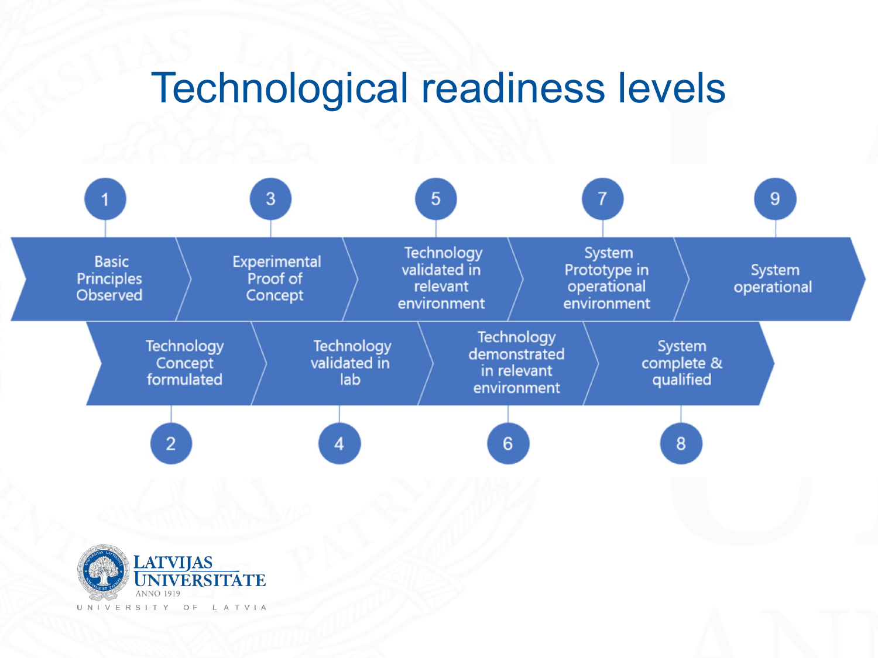# Technological readiness levels

1. Basic Principles Observed
2. Technology Concept formulated
3. Experimental Proof of Concept
4. Technology validated in lab
5. Technology validated in relevant environment
6. Technology demonstrated in relevant environment
7. System Prototype in operational environment
8. System complete & qualified
9. System operational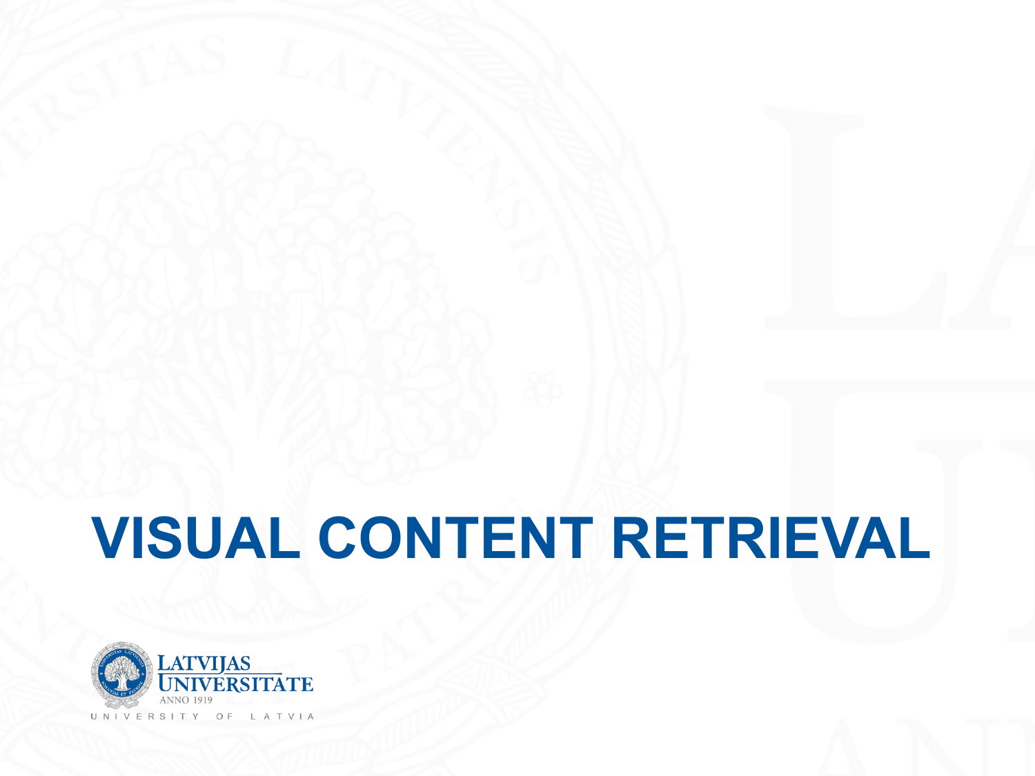# VISUAL CONTENT RETRIEVAL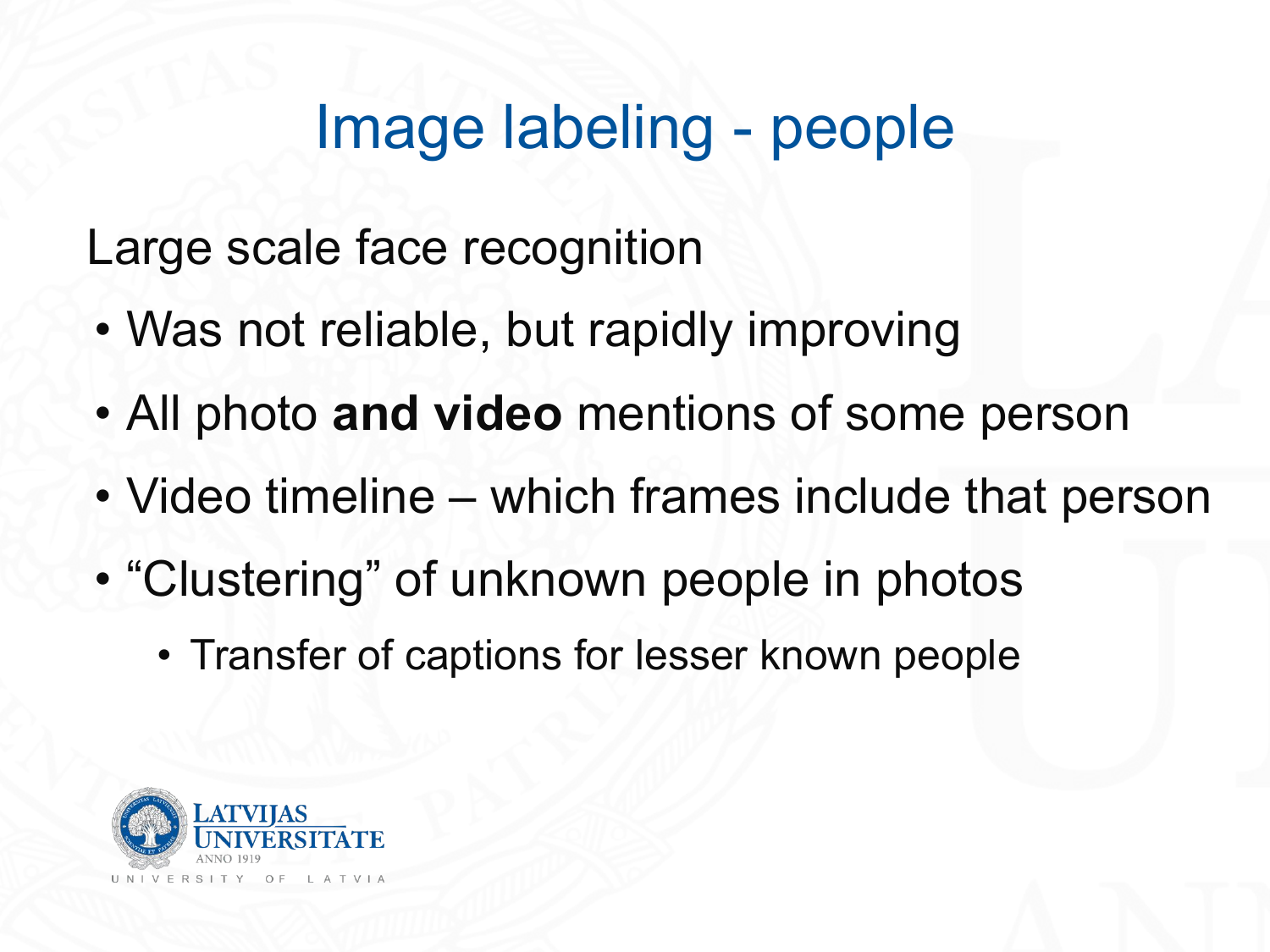# Image labeling - people

Large scale face recognition

- Was not reliable, but rapidly improving
- All photo **and video** mentions of some person
- Video timeline – which frames include that person
- “Clustering” of unknown people in photos
  - Transfer of captions for lesser known people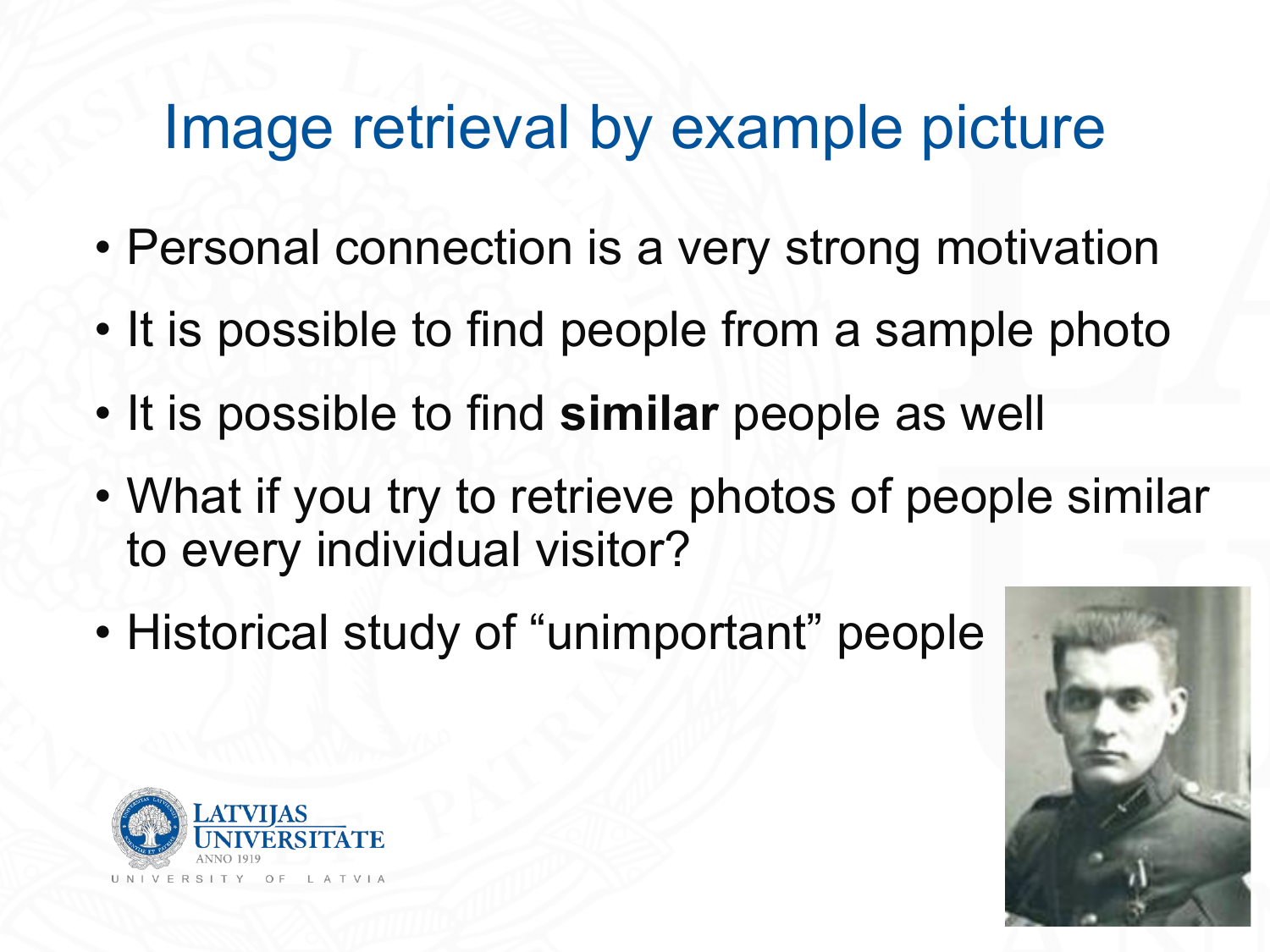# Image retrieval by example picture

- Personal connection is a very strong motivation
- It is possible to find people from a sample photo
- It is possible to find **similar** people as well
- What if you try to retrieve photos of people similar to every individual visitor?
- Historical study of “unimportant” people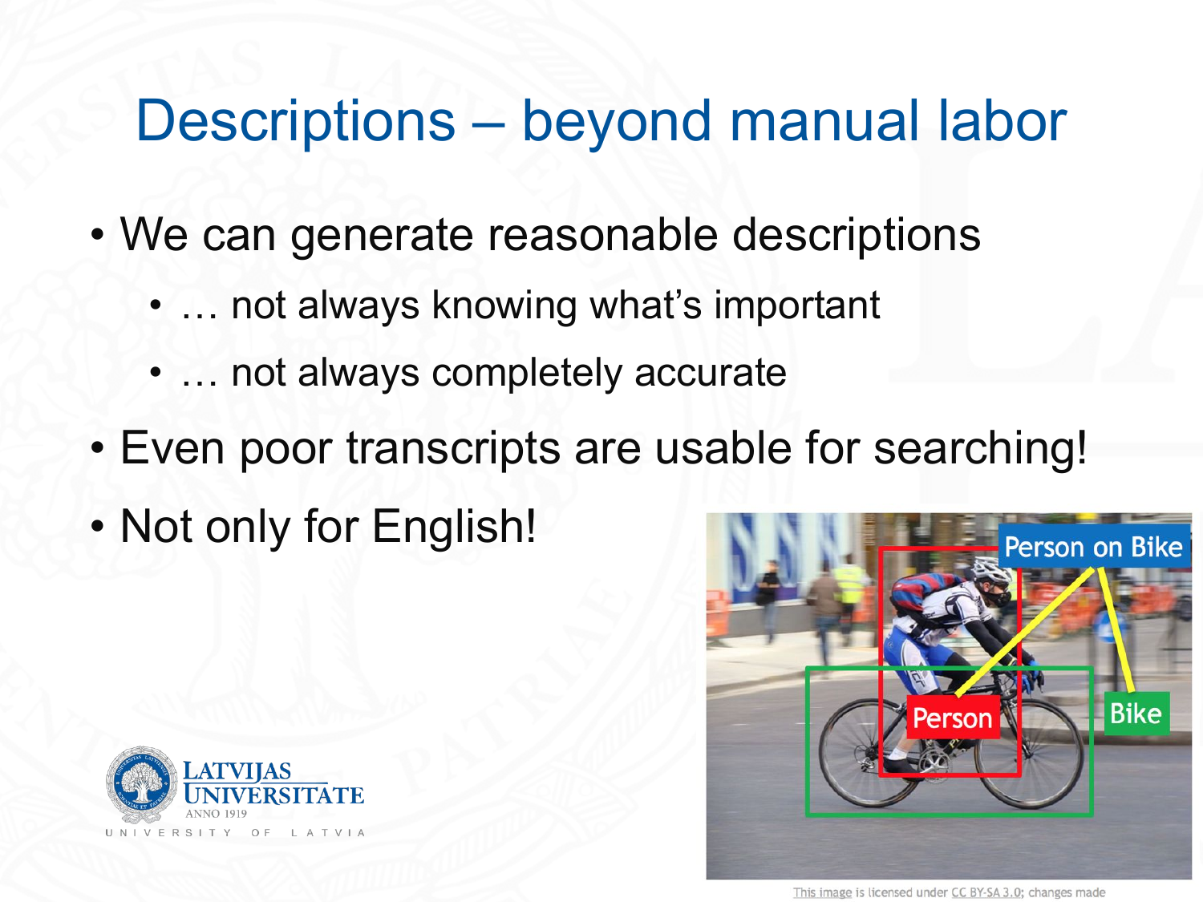# Descriptions – beyond manual labor

- We can generate reasonable descriptions
  - … not always knowing what's important
  - … not always completely accurate
- Even poor transcripts are usable for searching!
- Not only for English!

This image is licensed under CC BY-SA 3.0; changes made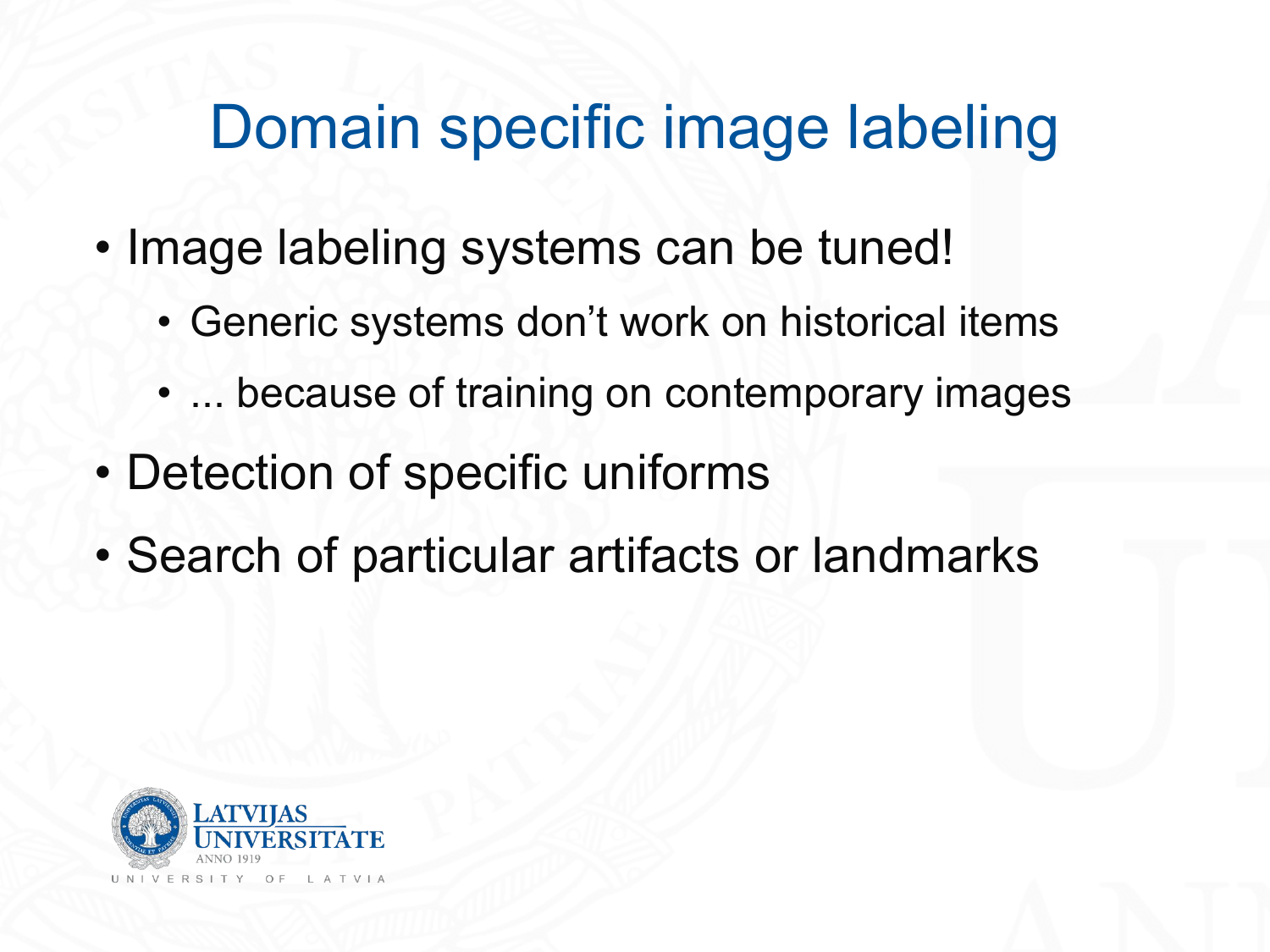# Domain specific image labeling

- Image labeling systems can be tuned!
  - Generic systems don't work on historical items
  - ... because of training on contemporary images
- Detection of specific uniforms
- Search of particular artifacts or landmarks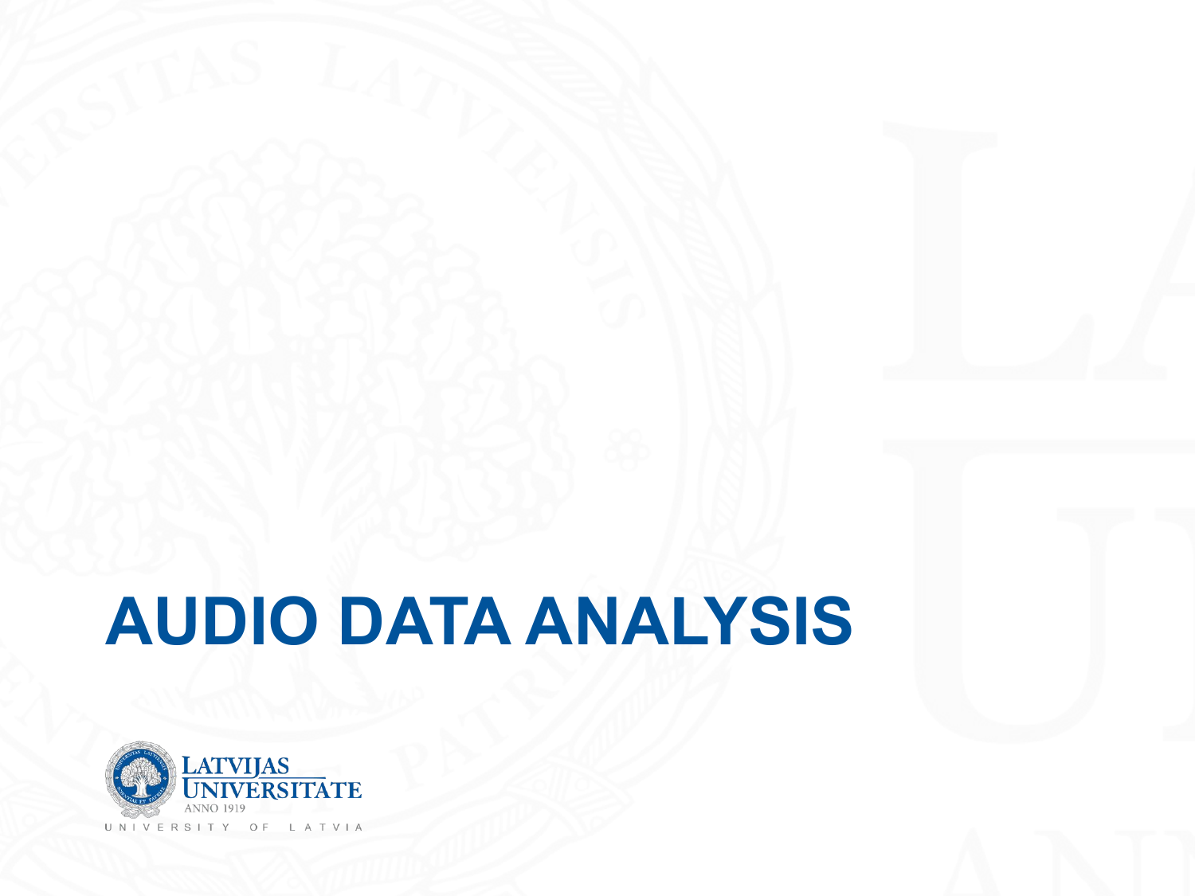# AUDIO DATA ANALYSIS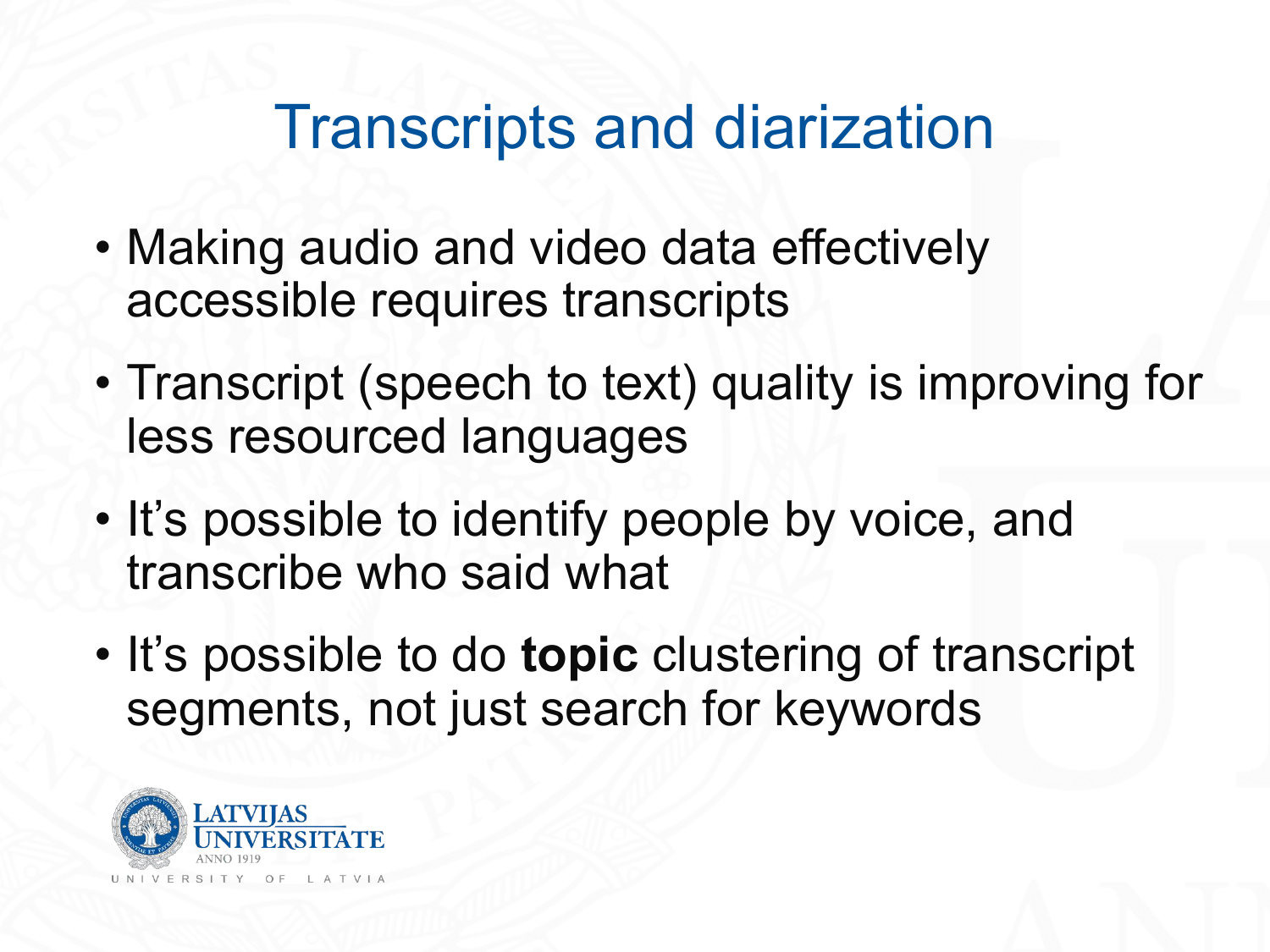# Transcripts and diarization

- Making audio and video data effectively accessible requires transcripts
- Transcript (speech to text) quality is improving for less resourced languages
- It's possible to identify people by voice, and transcribe who said what
- It's possible to do **topic** clustering of transcript segments, not just search for keywords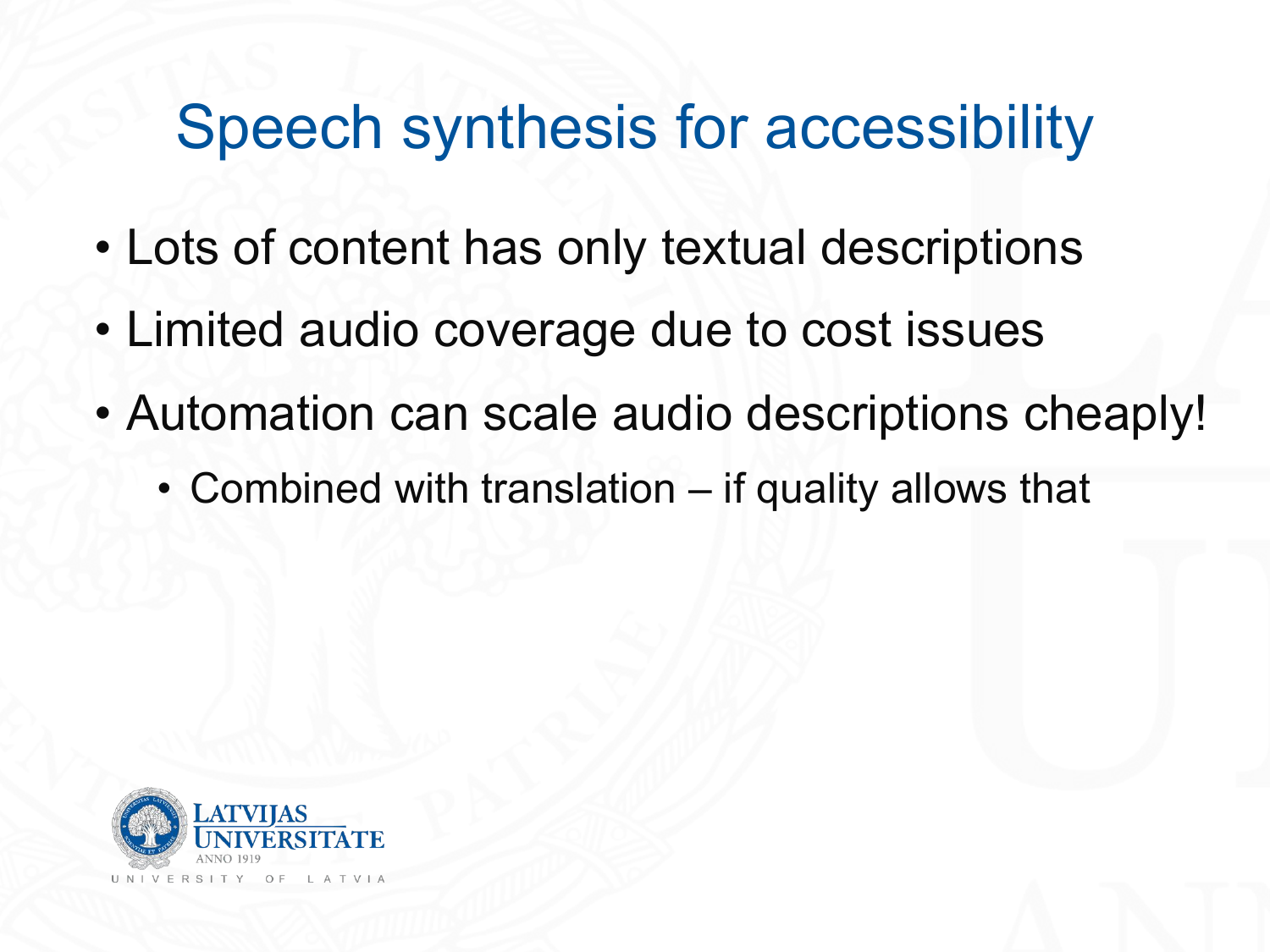# Speech synthesis for accessibility

- Lots of content has only textual descriptions
- Limited audio coverage due to cost issues
- Automation can scale audio descriptions cheaply!
  - Combined with translation – if quality allows that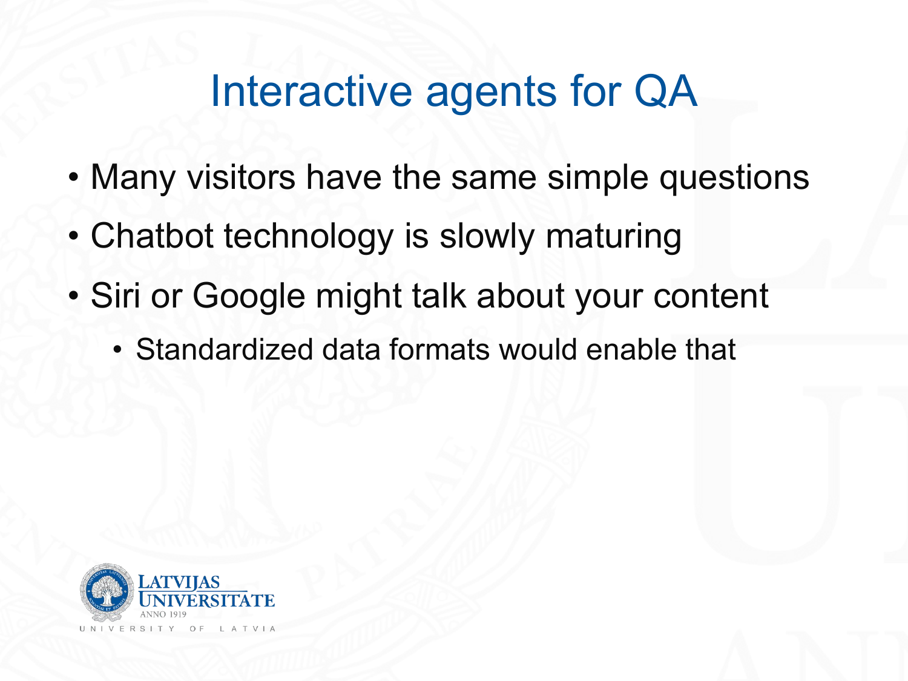# Interactive agents for QA

- Many visitors have the same simple questions
- Chatbot technology is slowly maturing
- Siri or Google might talk about your content
  - Standardized data formats would enable that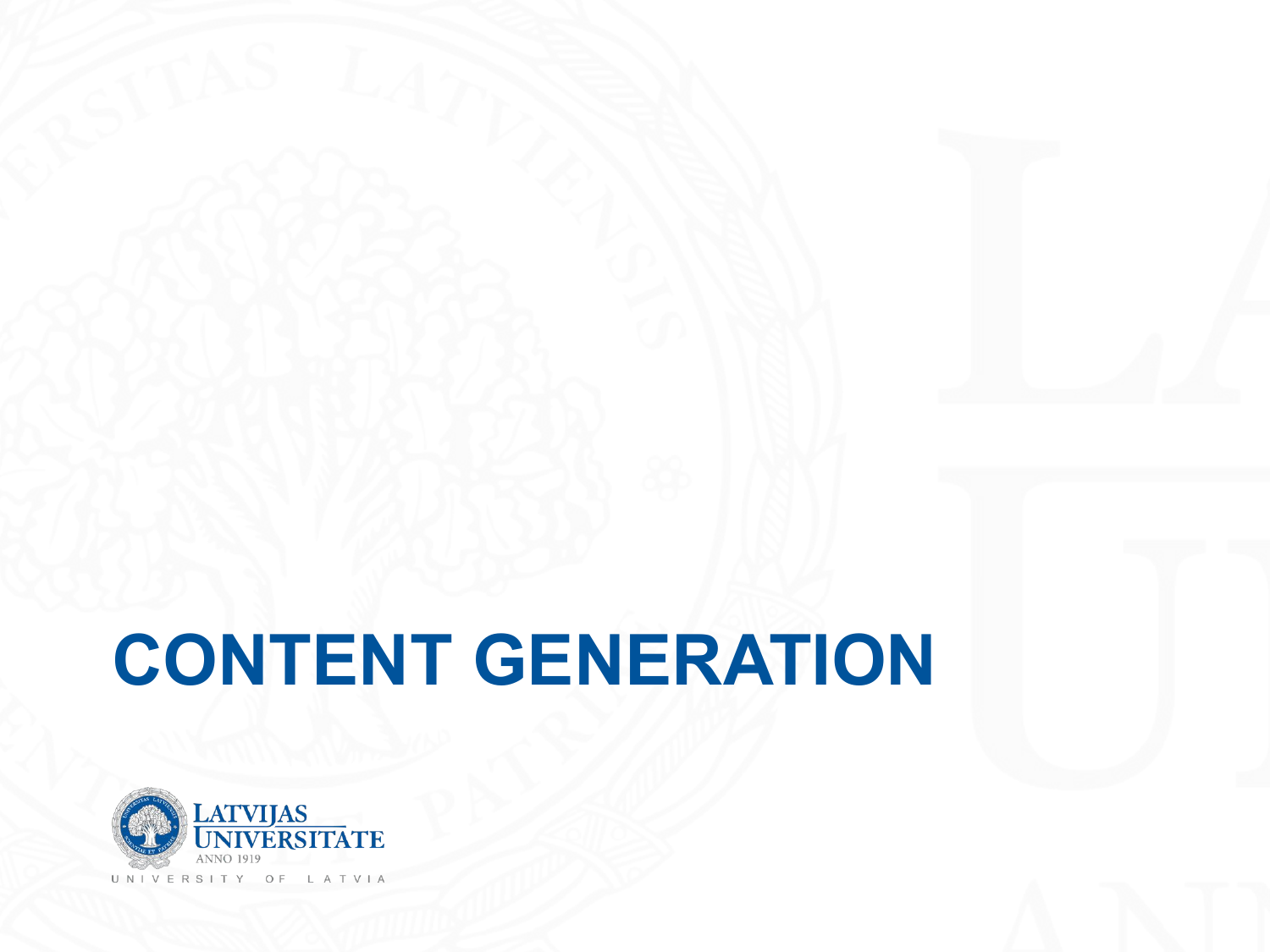# CONTENT GENERATION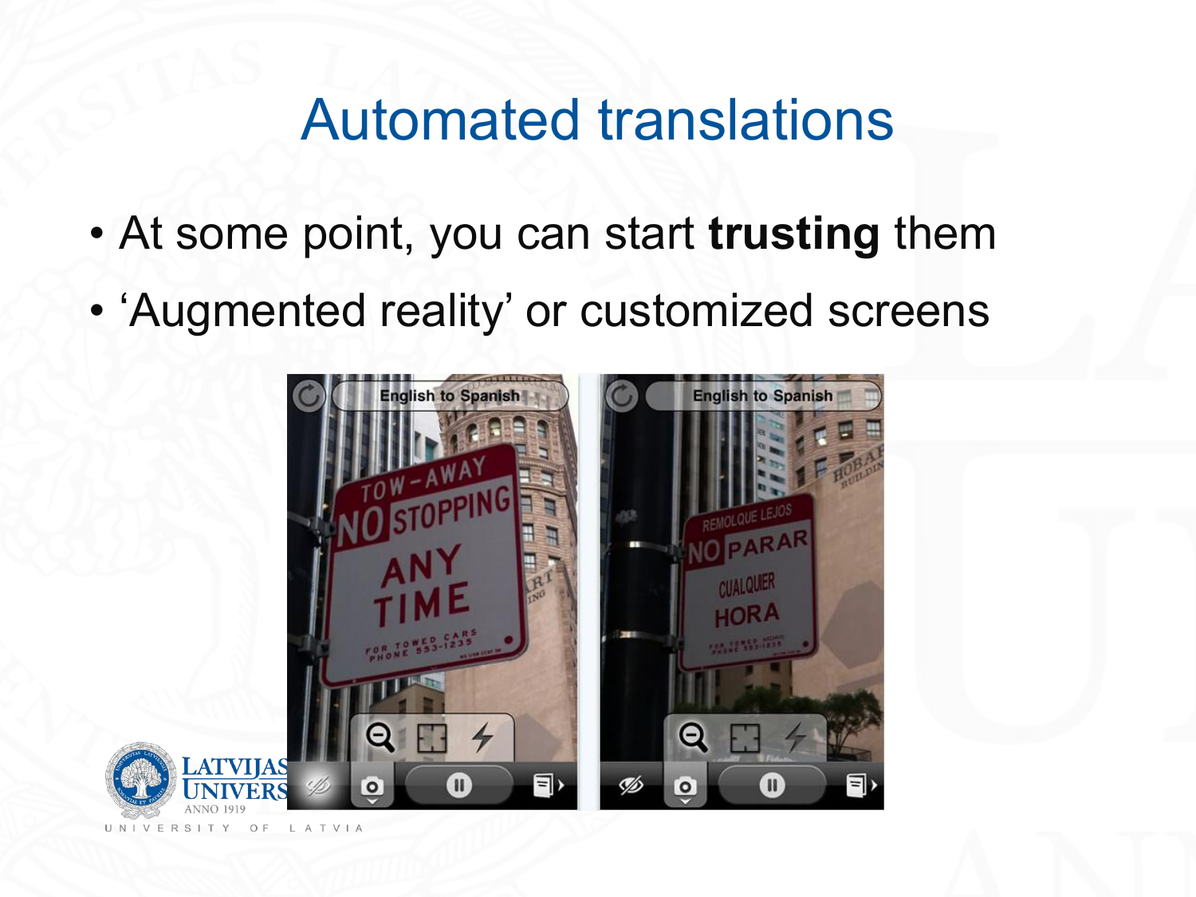# Automated translations

- At some point, you can start **trusting** them
- ‘Augmented reality’ or customized screens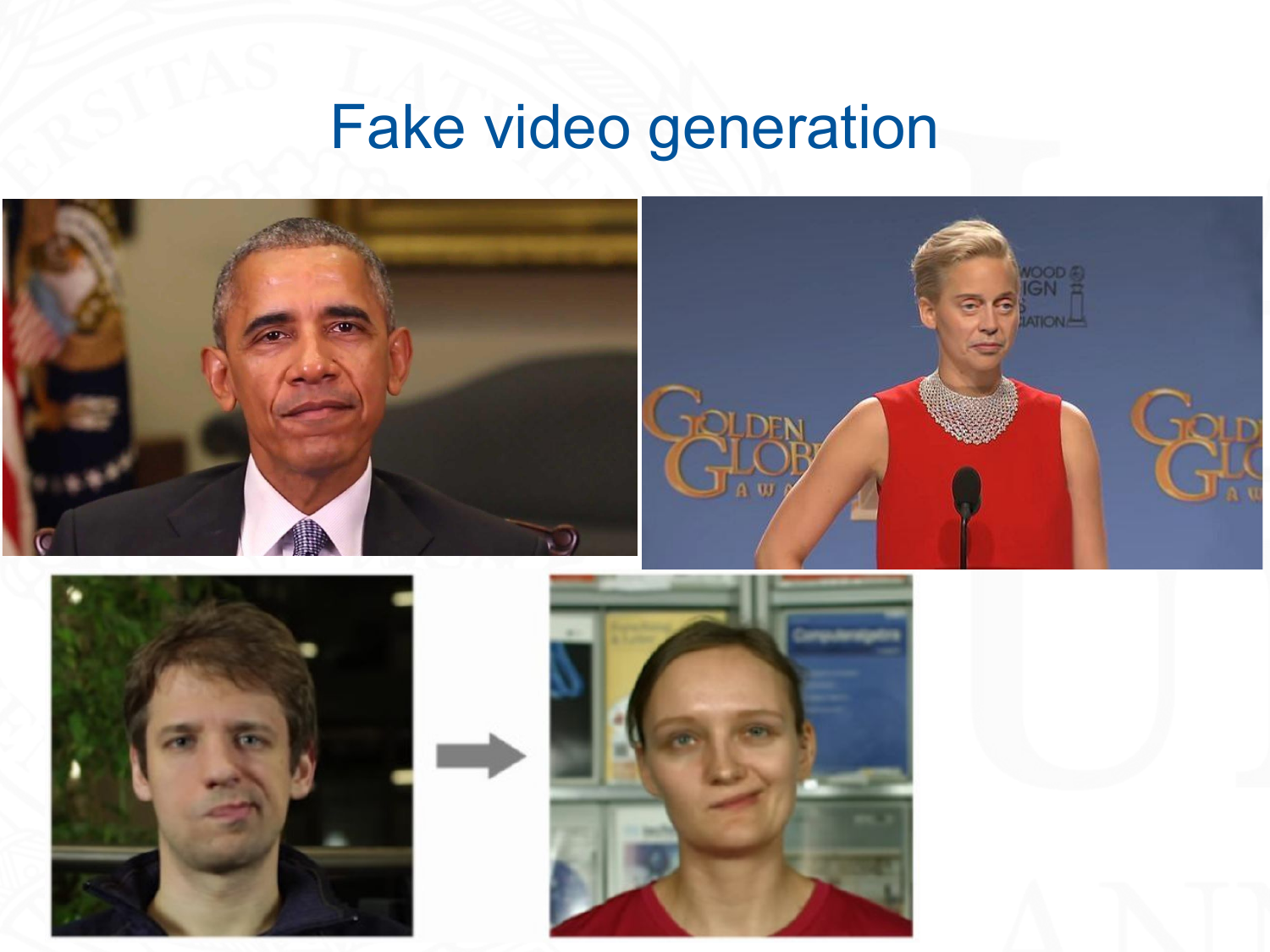# Fake video generation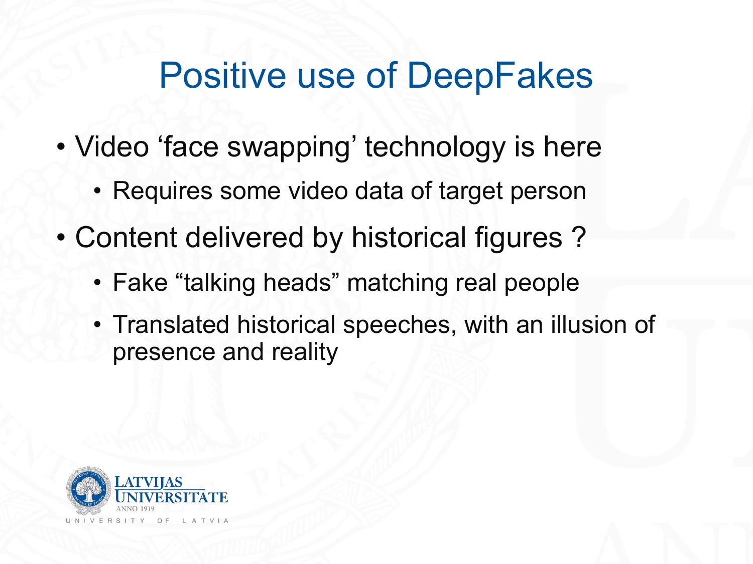# Positive use of DeepFakes

- Video 'face swapping' technology is here
  - Requires some video data of target person
- Content delivered by historical figures ?
  - Fake "talking heads" matching real people
  - Translated historical speeches, with an illusion of presence and reality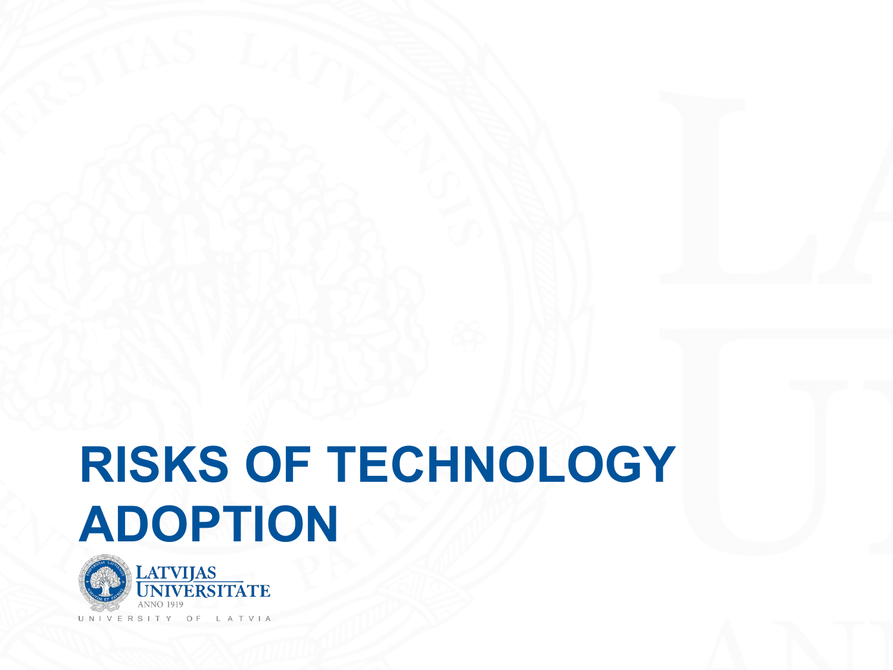# RISKS OF TECHNOLOGY ADOPTION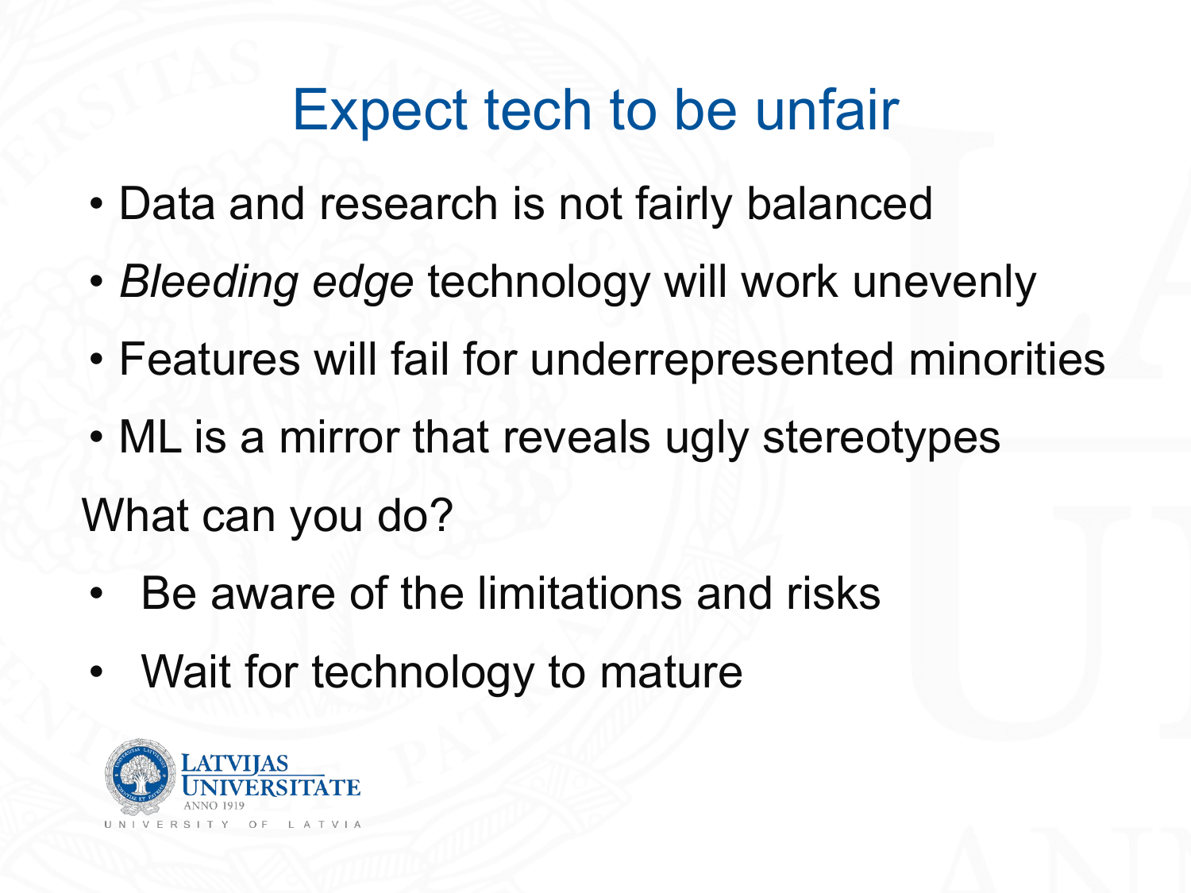# Expect tech to be unfair

- Data and research is not fairly balanced
- *Bleeding edge* technology will work unevenly
- Features will fail for underrepresented minorities
- ML is a mirror that reveals ugly stereotypes

What can you do?

- Be aware of the limitations and risks
- Wait for technology to mature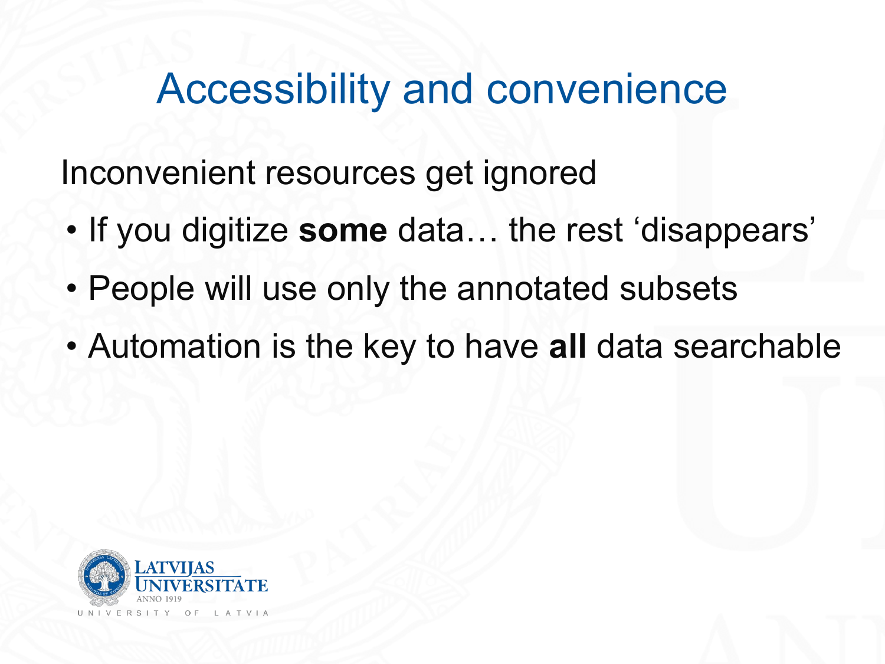# Accessibility and convenience

Inconvenient resources get ignored

- If you digitize **some** data… the rest 'disappears'
- People will use only the annotated subsets
- Automation is the key to have **all** data searchable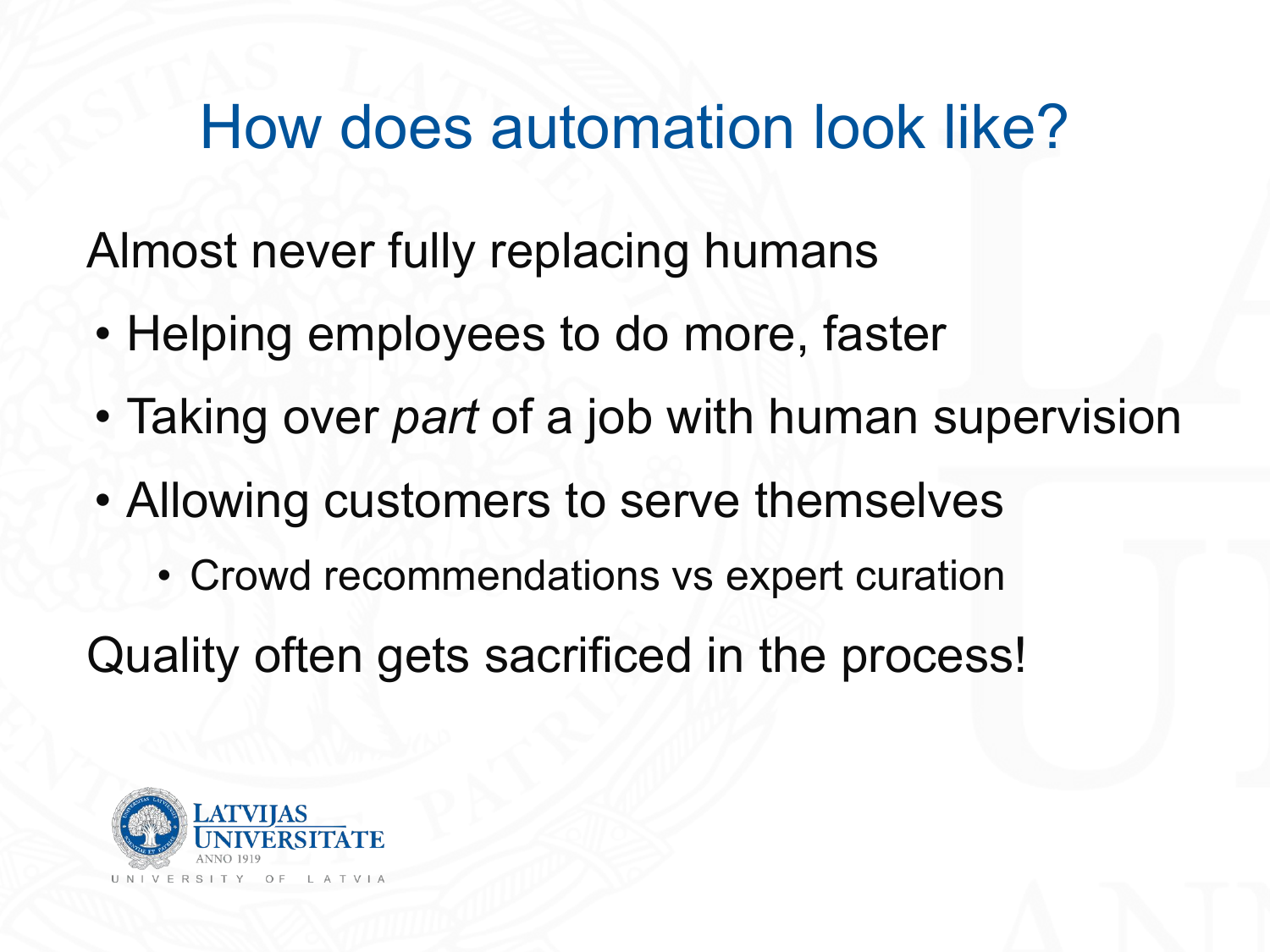# How does automation look like?

Almost never fully replacing humans

- Helping employees to do more, faster
- Taking over *part* of a job with human supervision
- Allowing customers to serve themselves
  - Crowd recommendations vs expert curation

Quality often gets sacrificed in the process!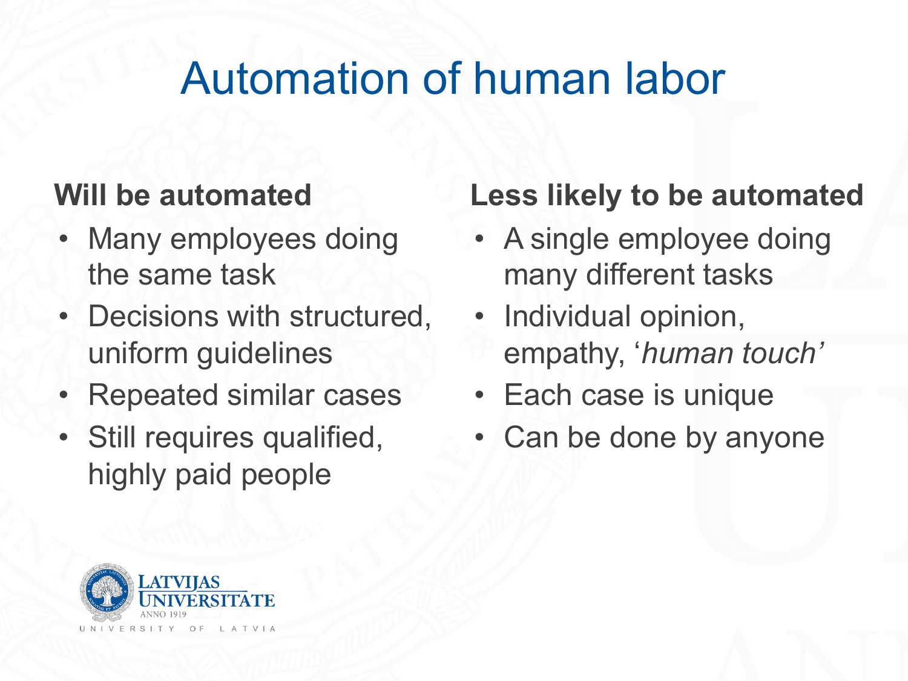# Automation of human labor

**Will be automated**

- Many employees doing the same task
- Decisions with structured, uniform guidelines
- Repeated similar cases
- Still requires qualified, highly paid people

**Less likely to be automated**

- A single employee doing many different tasks
- Individual opinion, empathy, ‘*human touch’*
- Each case is unique
- Can be done by anyone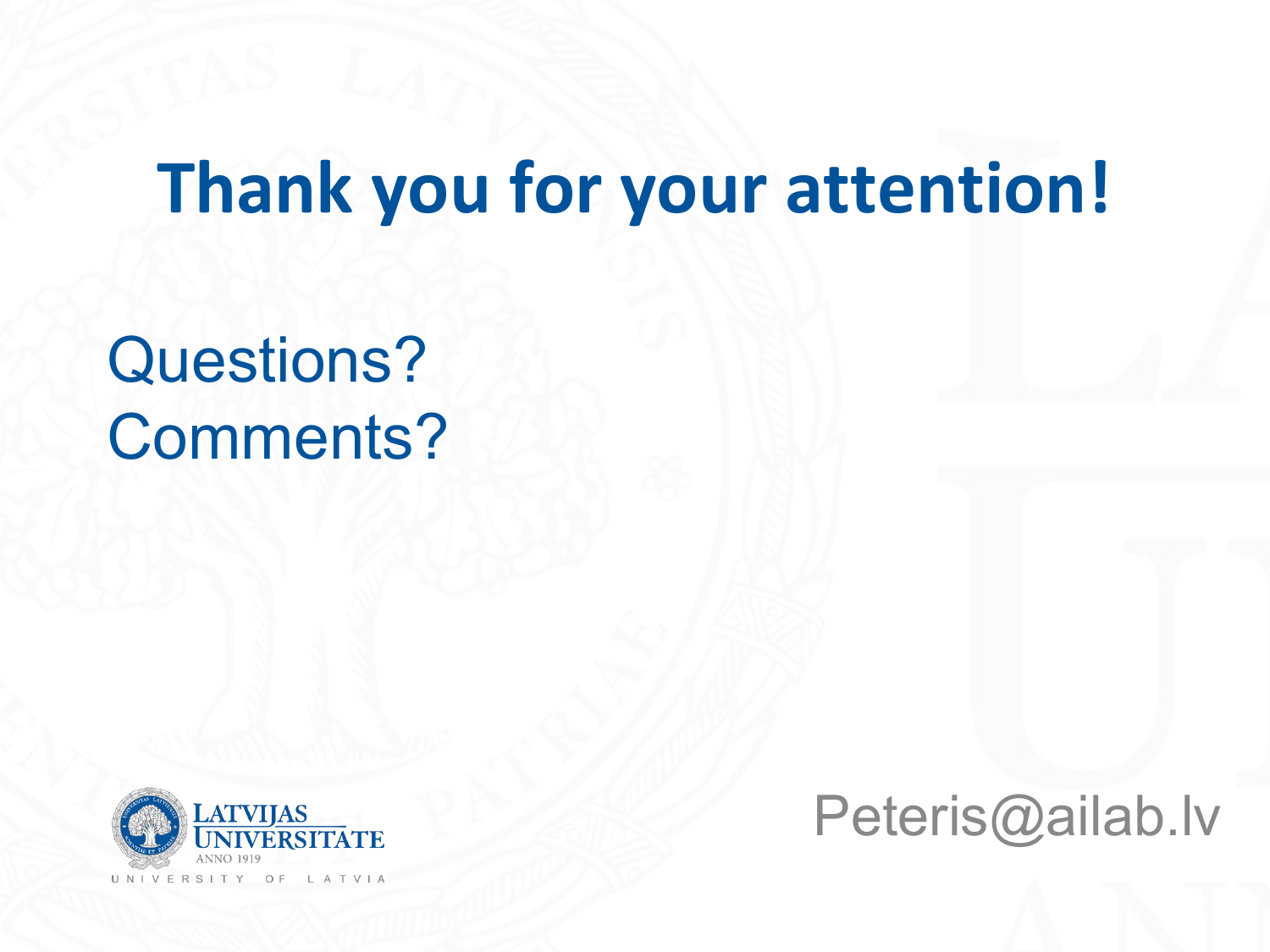# Thank you for your attention!

Questions?
Comments?

LATVIJAS UNIVERSITATE
ANNO 1919
UNIVERSITY OF LATVIA

Peteris@ailab.lv